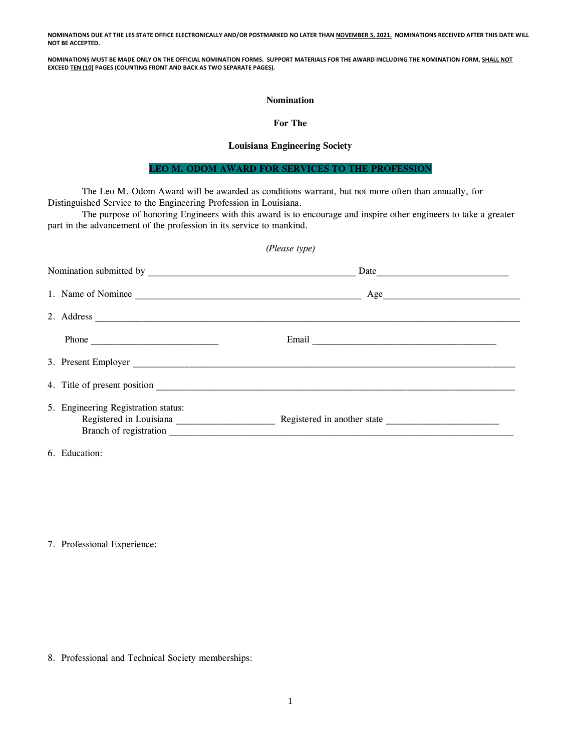**NOMINATIONS DUE AT THE LES STATE OFFICE ELECTRONICALLY AND/OR POSTMARKED NO LATER THAN NOVEMBER 5, 2021. NOMINATIONS RECEIVED AFTER THIS DATE WILL NOT BE ACCEPTED.**

**NOMINATIONS MUST BE MADE ONLY ON THE OFFICIAL NOMINATION FORMS. SUPPORT MATERIALS FOR THE AWARD INCLUDING THE NOMINATION FORM, SHALL NOT EXCEED TEN (10) PAGES (COUNTING FRONT AND BACK AS TWO SEPARATE PAGES).**

**Nomination**

**For The**

**Louisiana Engineering Society**

## LEO M. ODOM AWARD FOR SERVICES TO THE PROFESSION

The Leo M. Odom Award will be awarded as conditions warrant, but not more often than annually, for Distinguished Service to the Engineering Profession in Louisiana.

The purpose of honoring Engineers with this award is to encourage and inspire other engineers to take a greater part in the advancement of the profession in its service to mankind.

*(Please type)*

Nomination submitted by ________________________________________ Date__________________________

1. Name of Nominee ____________________________________________ Age__________________________

2. Address ____________________________________________________________________________________

   Phone _________________________ Email ____________________________________

3. Present Employer ____________________________________________________________________________

4. Title of present position ______________________________________________________________________

5. Engineering Registration status:
   Registered in Louisiana ___________________ Registered in another state ______________________
   Branch of registration ______________________________________________________________________

6. Education:

7. Professional Experience:

8. Professional and Technical Society memberships: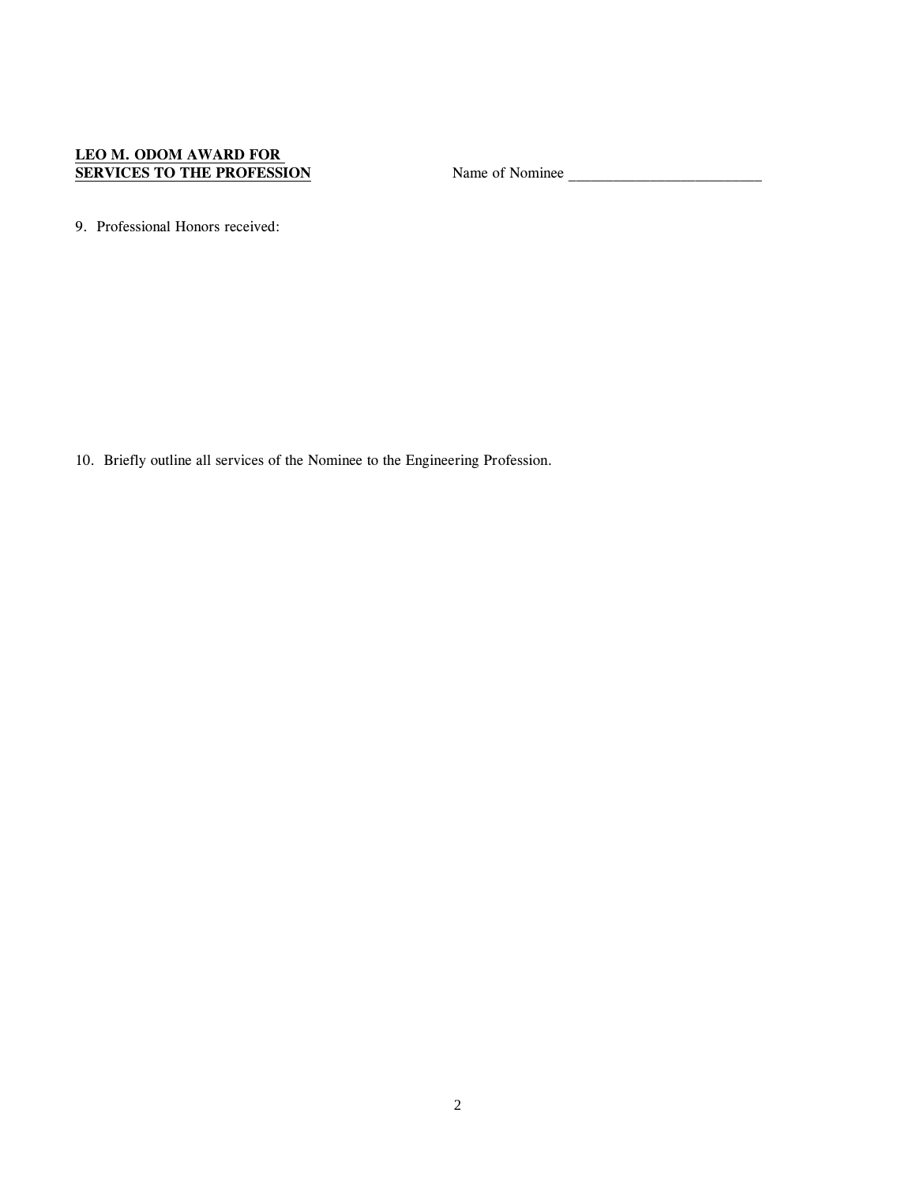**LEO M. ODOM AWARD FOR SERVICES TO THE PROFESSION**

Name of Nominee _________________________

9. Professional Honors received:

10. Briefly outline all services of the Nominee to the Engineering Profession.